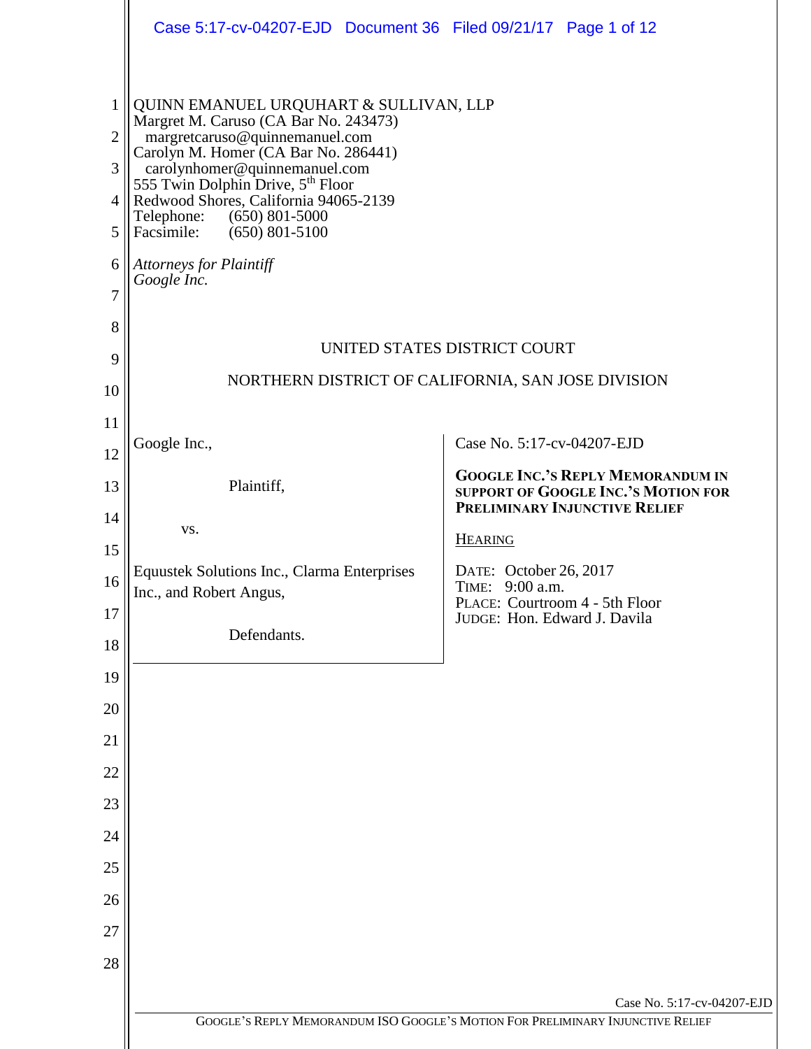QUINN EMANUEL URQUHART & SULLIVAN, LLP
Margret M. Caruso (CA Bar No. 243473)
margretcaruso@quinnemanuel.com
Carolyn M. Homer (CA Bar No. 286441)
carolynhomer@quinnemanuel.com
555 Twin Dolphin Drive, 5th Floor
Redwood Shores, California 94065-2139
Telephone: (650) 801-5000
Facsimile: (650) 801-5100

*Attorneys for Plaintiff*
*Google Inc.*

UNITED STATES DISTRICT COURT

NORTHERN DISTRICT OF CALIFORNIA, SAN JOSE DIVISION

| | |
|---|---|
| Google Inc.,<br><br>Plaintiff,<br><br>vs.<br><br>Equustek Solutions Inc., Clarma Enterprises Inc., and Robert Angus,<br><br>Defendants. | Case No. 5:17-cv-04207-EJD<br><br>**GOOGLE INC.'S REPLY MEMORANDUM IN SUPPORT OF GOOGLE INC.'S MOTION FOR PRELIMINARY INJUNCTIVE RELIEF**<br><br>HEARING<br><br>DATE: October 26, 2017<br>TIME: 9:00 a.m.<br>PLACE: Courtroom 4 - 5th Floor<br>JUDGE: Hon. Edward J. Davila |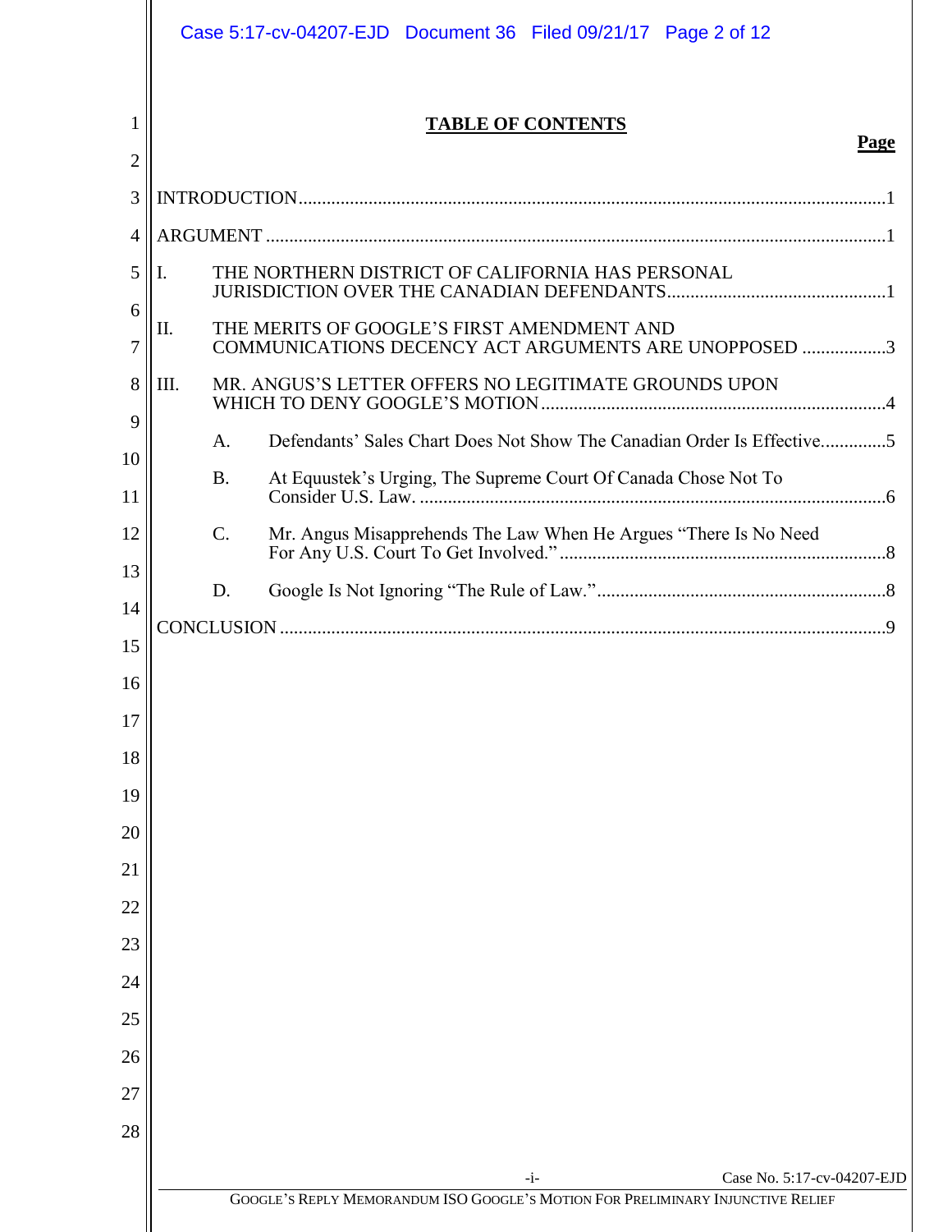# TABLE OF CONTENTS

**Page**

INTRODUCTION ........................................................................................................................... 1

ARGUMENT ................................................................................................................................. 1

I. THE NORTHERN DISTRICT OF CALIFORNIA HAS PERSONAL JURISDICTION OVER THE CANADIAN DEFENDANTS .............................................. 1

II. THE MERITS OF GOOGLE'S FIRST AMENDMENT AND COMMUNICATIONS DECENCY ACT ARGUMENTS ARE UNOPPOSED .................. 3

III. MR. ANGUS'S LETTER OFFERS NO LEGITIMATE GROUNDS UPON WHICH TO DENY GOOGLE'S MOTION ........................................................................ 4

  A. Defendants' Sales Chart Does Not Show The Canadian Order Is Effective .............. 5

  B. At Equustek's Urging, The Supreme Court Of Canada Chose Not To Consider U.S. Law. .................................................................................................. 6

  C. Mr. Angus Misapprehends The Law When He Argues "There Is No Need For Any U.S. Court To Get Involved." ..................................................................... 8

  D. Google Is Not Ignoring "The Rule of Law." ............................................................. 8

CONCLUSION ............................................................................................................................... 9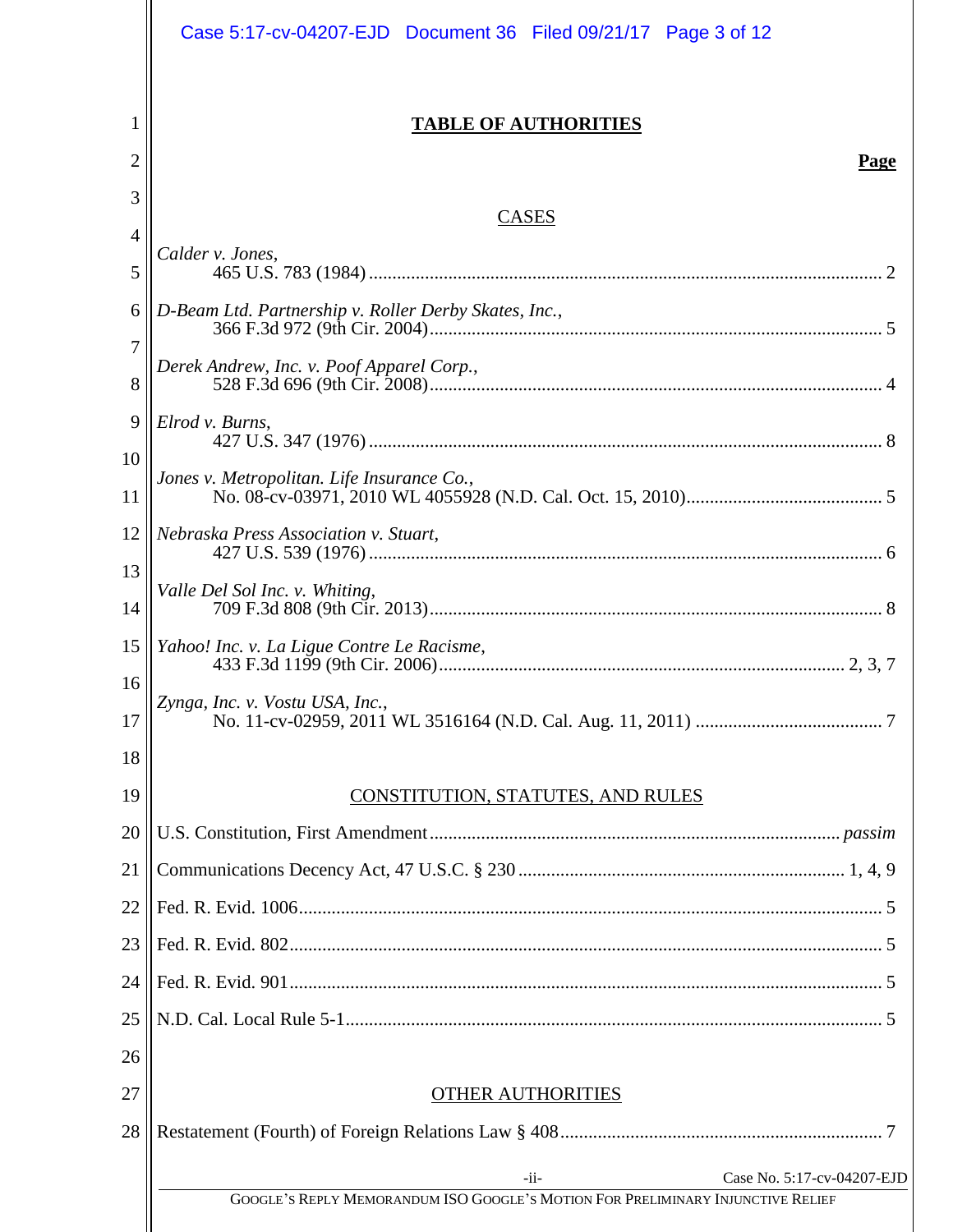# TABLE OF AUTHORITIES

**Page**

## CASES

*Calder v. Jones*,
465 U.S. 783 (1984) .......... 2

*D-Beam Ltd. Partnership v. Roller Derby Skates, Inc.*,
366 F.3d 972 (9th Cir. 2004) .......... 5

*Derek Andrew, Inc. v. Poof Apparel Corp.*,
528 F.3d 696 (9th Cir. 2008) .......... 4

*Elrod v. Burns*,
427 U.S. 347 (1976) .......... 8

*Jones v. Metropolitan. Life Insurance Co.*,
No. 08-cv-03971, 2010 WL 4055928 (N.D. Cal. Oct. 15, 2010) .......... 5

*Nebraska Press Association v. Stuart*,
427 U.S. 539 (1976) .......... 6

*Valle Del Sol Inc. v. Whiting*,
709 F.3d 808 (9th Cir. 2013) .......... 8

*Yahoo! Inc. v. La Ligue Contre Le Racisme*,
433 F.3d 1199 (9th Cir. 2006) .......... 2, 3, 7

*Zynga, Inc. v. Vostu USA, Inc.*,
No. 11-cv-02959, 2011 WL 3516164 (N.D. Cal. Aug. 11, 2011) .......... 7

## CONSTITUTION, STATUTES, AND RULES

U.S. Constitution, First Amendment .......... *passim*

Communications Decency Act, 47 U.S.C. § 230 .......... 1, 4, 9

Fed. R. Evid. 1006 .......... 5

Fed. R. Evid. 802 .......... 5

Fed. R. Evid. 901 .......... 5

N.D. Cal. Local Rule 5-1 .......... 5

## OTHER AUTHORITIES

Restatement (Fourth) of Foreign Relations Law § 408 .......... 7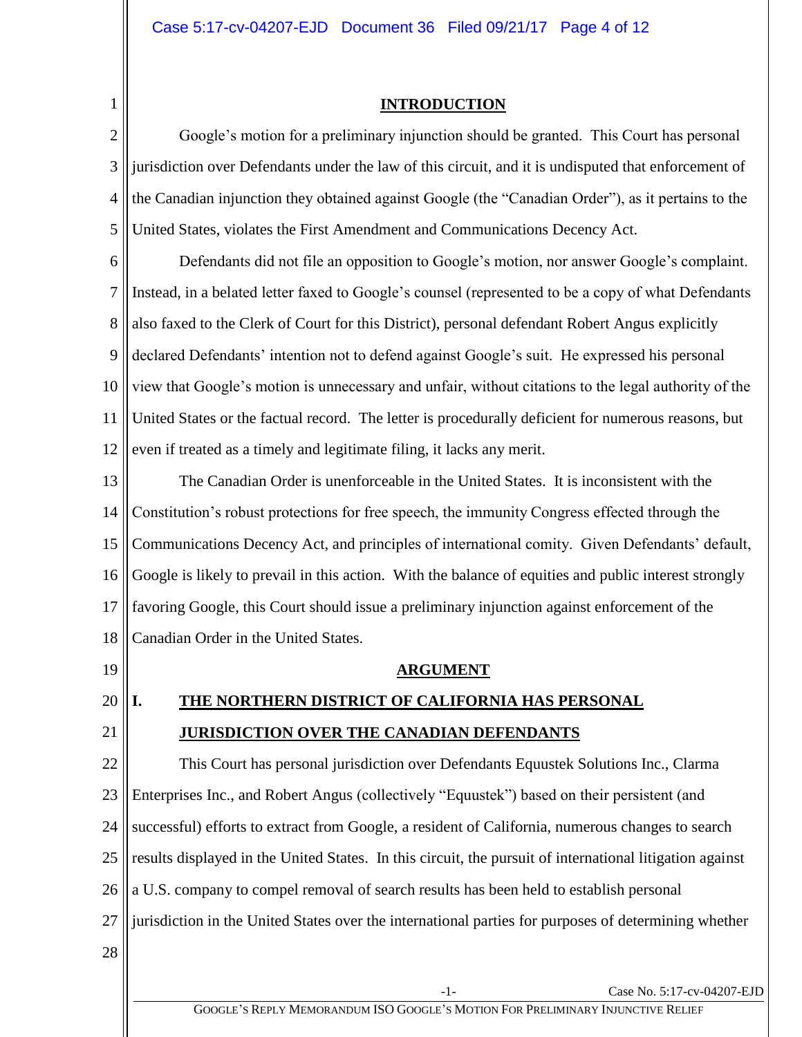## INTRODUCTION

Google's motion for a preliminary injunction should be granted. This Court has personal jurisdiction over Defendants under the law of this circuit, and it is undisputed that enforcement of the Canadian injunction they obtained against Google (the "Canadian Order"), as it pertains to the United States, violates the First Amendment and Communications Decency Act.

Defendants did not file an opposition to Google's motion, nor answer Google's complaint. Instead, in a belated letter faxed to Google's counsel (represented to be a copy of what Defendants also faxed to the Clerk of Court for this District), personal defendant Robert Angus explicitly declared Defendants' intention not to defend against Google's suit. He expressed his personal view that Google's motion is unnecessary and unfair, without citations to the legal authority of the United States or the factual record. The letter is procedurally deficient for numerous reasons, but even if treated as a timely and legitimate filing, it lacks any merit.

The Canadian Order is unenforceable in the United States. It is inconsistent with the Constitution's robust protections for free speech, the immunity Congress effected through the Communications Decency Act, and principles of international comity. Given Defendants' default, Google is likely to prevail in this action. With the balance of equities and public interest strongly favoring Google, this Court should issue a preliminary injunction against enforcement of the Canadian Order in the United States.

## ARGUMENT

### I. THE NORTHERN DISTRICT OF CALIFORNIA HAS PERSONAL JURISDICTION OVER THE CANADIAN DEFENDANTS

This Court has personal jurisdiction over Defendants Equustek Solutions Inc., Clarma Enterprises Inc., and Robert Angus (collectively "Equustek") based on their persistent (and successful) efforts to extract from Google, a resident of California, numerous changes to search results displayed in the United States. In this circuit, the pursuit of international litigation against a U.S. company to compel removal of search results has been held to establish personal jurisdiction in the United States over the international parties for purposes of determining whether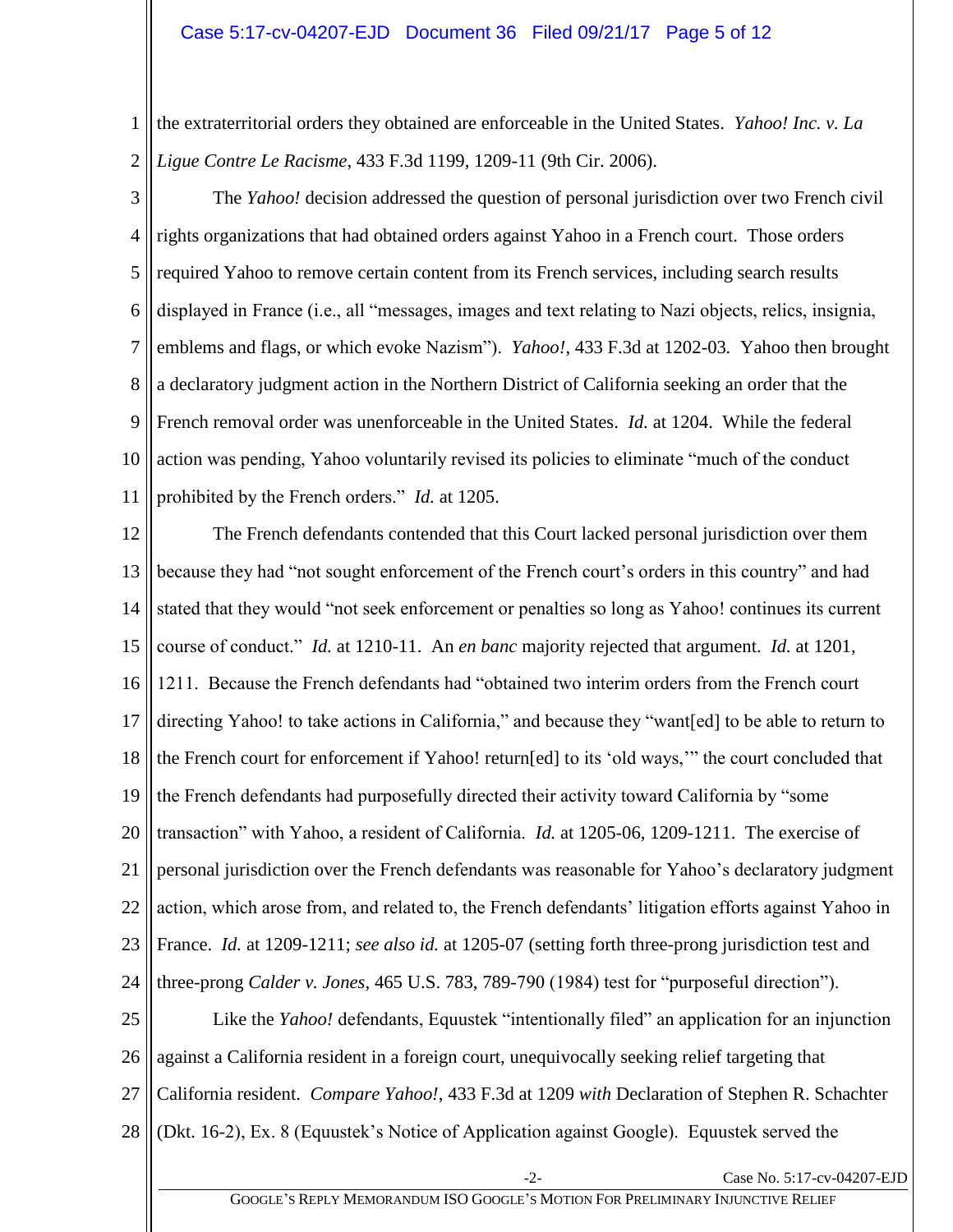the extraterritorial orders they obtained are enforceable in the United States. *Yahoo! Inc. v. La Ligue Contre Le Racisme*, 433 F.3d 1199, 1209-11 (9th Cir. 2006).

The *Yahoo!* decision addressed the question of personal jurisdiction over two French civil rights organizations that had obtained orders against Yahoo in a French court. Those orders required Yahoo to remove certain content from its French services, including search results displayed in France (i.e., all "messages, images and text relating to Nazi objects, relics, insignia, emblems and flags, or which evoke Nazism"). *Yahoo!*, 433 F.3d at 1202-03. Yahoo then brought a declaratory judgment action in the Northern District of California seeking an order that the French removal order was unenforceable in the United States. *Id.* at 1204. While the federal action was pending, Yahoo voluntarily revised its policies to eliminate "much of the conduct prohibited by the French orders." *Id.* at 1205.

The French defendants contended that this Court lacked personal jurisdiction over them because they had "not sought enforcement of the French court's orders in this country" and had stated that they would "not seek enforcement or penalties so long as Yahoo! continues its current course of conduct." *Id.* at 1210-11. An *en banc* majority rejected that argument. *Id.* at 1201, 1211. Because the French defendants had "obtained two interim orders from the French court directing Yahoo! to take actions in California," and because they "want[ed] to be able to return to the French court for enforcement if Yahoo! return[ed] to its 'old ways,'" the court concluded that the French defendants had purposefully directed their activity toward California by "some transaction" with Yahoo, a resident of California. *Id.* at 1205-06, 1209-1211. The exercise of personal jurisdiction over the French defendants was reasonable for Yahoo's declaratory judgment action, which arose from, and related to, the French defendants' litigation efforts against Yahoo in France. *Id.* at 1209-1211; *see also id.* at 1205-07 (setting forth three-prong jurisdiction test and three-prong *Calder v. Jones*, 465 U.S. 783, 789-790 (1984) test for "purposeful direction").

Like the *Yahoo!* defendants, Equustek "intentionally filed" an application for an injunction against a California resident in a foreign court, unequivocally seeking relief targeting that California resident. *Compare Yahoo!*, 433 F.3d at 1209 *with* Declaration of Stephen R. Schachter (Dkt. 16-2), Ex. 8 (Equustek's Notice of Application against Google). Equustek served the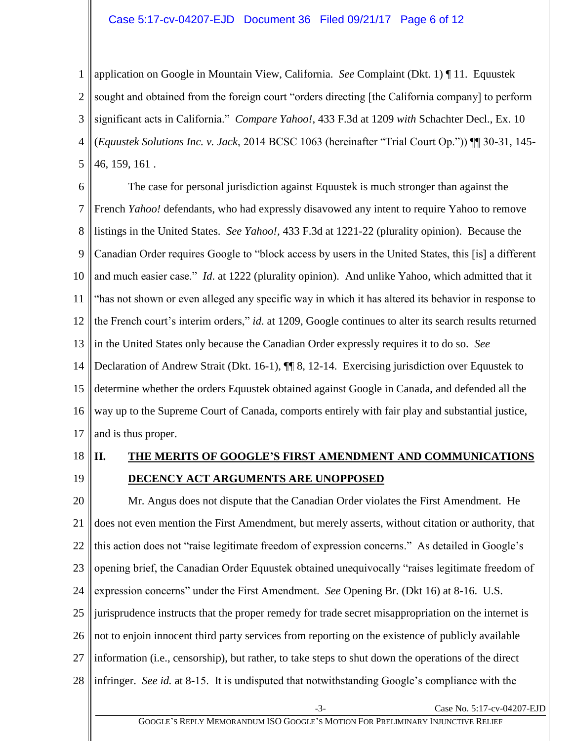application on Google in Mountain View, California. *See* Complaint (Dkt. 1) ¶ 11. Equustek sought and obtained from the foreign court "orders directing [the California company] to perform significant acts in California." *Compare Yahoo!*, 433 F.3d at 1209 *with* Schachter Decl., Ex. 10 (*Equustek Solutions Inc. v. Jack*, 2014 BCSC 1063 (hereinafter "Trial Court Op.")) ¶¶ 30-31, 145-46, 159, 161 .

The case for personal jurisdiction against Equustek is much stronger than against the French *Yahoo!* defendants, who had expressly disavowed any intent to require Yahoo to remove listings in the United States. *See Yahoo!*, 433 F.3d at 1221-22 (plurality opinion). Because the Canadian Order requires Google to "block access by users in the United States, this [is] a different and much easier case." *Id.* at 1222 (plurality opinion). And unlike Yahoo, which admitted that it "has not shown or even alleged any specific way in which it has altered its behavior in response to the French court's interim orders," *id.* at 1209, Google continues to alter its search results returned in the United States only because the Canadian Order expressly requires it to do so. *See* Declaration of Andrew Strait (Dkt. 16-1), ¶¶ 8, 12-14. Exercising jurisdiction over Equustek to determine whether the orders Equustek obtained against Google in Canada, and defended all the way up to the Supreme Court of Canada, comports entirely with fair play and substantial justice, and is thus proper.

## II. THE MERITS OF GOOGLE'S FIRST AMENDMENT AND COMMUNICATIONS DECENCY ACT ARGUMENTS ARE UNOPPOSED

Mr. Angus does not dispute that the Canadian Order violates the First Amendment. He does not even mention the First Amendment, but merely asserts, without citation or authority, that this action does not "raise legitimate freedom of expression concerns." As detailed in Google's opening brief, the Canadian Order Equustek obtained unequivocally "raises legitimate freedom of expression concerns" under the First Amendment. *See* Opening Br. (Dkt 16) at 8-16. U.S. jurisprudence instructs that the proper remedy for trade secret misappropriation on the internet is not to enjoin innocent third party services from reporting on the existence of publicly available information (i.e., censorship), but rather, to take steps to shut down the operations of the direct infringer. *See id.* at 8-15. It is undisputed that notwithstanding Google's compliance with the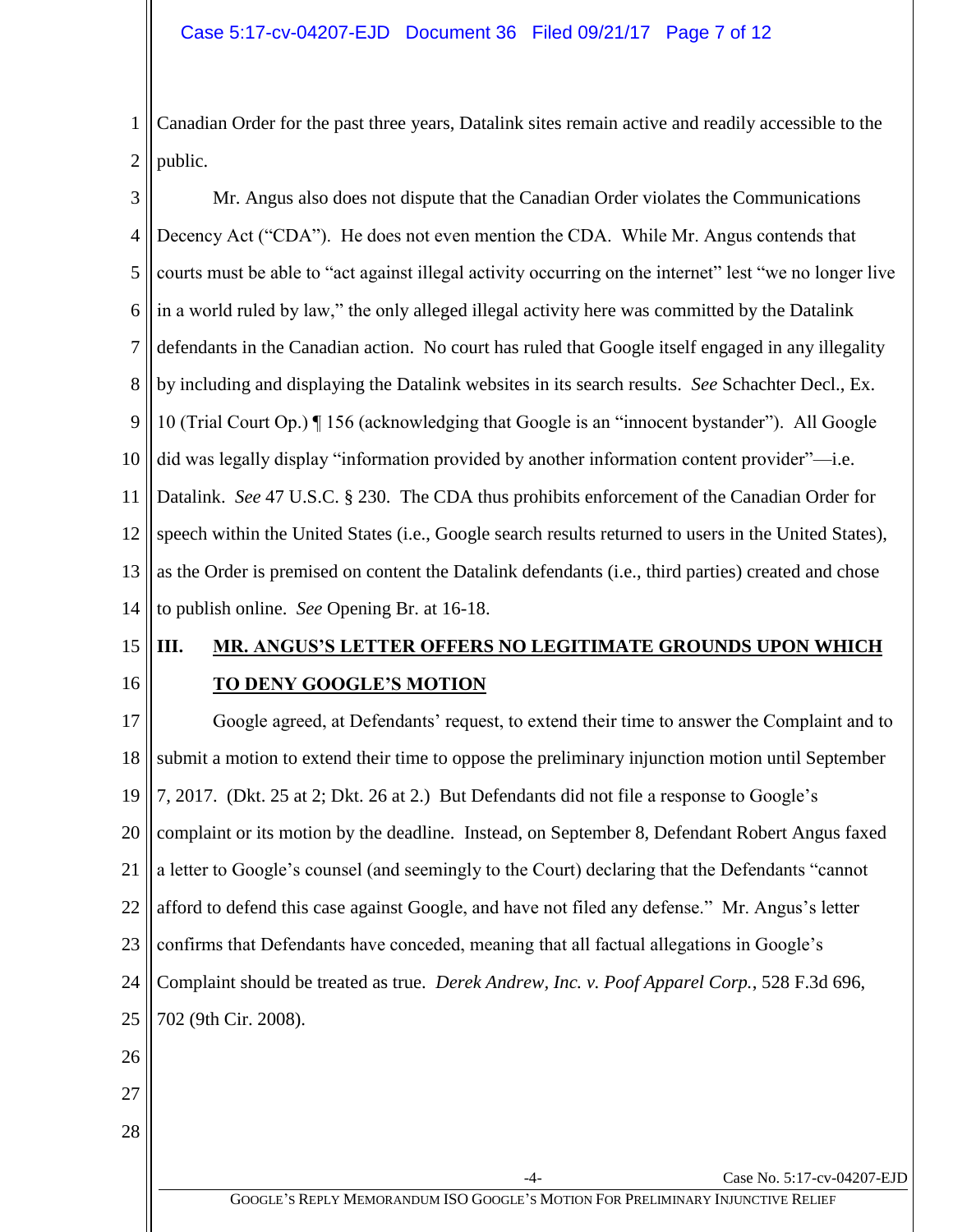Canadian Order for the past three years, Datalink sites remain active and readily accessible to the public.

Mr. Angus also does not dispute that the Canadian Order violates the Communications Decency Act ("CDA"). He does not even mention the CDA. While Mr. Angus contends that courts must be able to "act against illegal activity occurring on the internet" lest "we no longer live in a world ruled by law," the only alleged illegal activity here was committed by the Datalink defendants in the Canadian action. No court has ruled that Google itself engaged in any illegality by including and displaying the Datalink websites in its search results. *See* Schachter Decl., Ex. 10 (Trial Court Op.) ¶ 156 (acknowledging that Google is an "innocent bystander"). All Google did was legally display "information provided by another information content provider"—i.e. Datalink. *See* 47 U.S.C. § 230. The CDA thus prohibits enforcement of the Canadian Order for speech within the United States (i.e., Google search results returned to users in the United States), as the Order is premised on content the Datalink defendants (i.e., third parties) created and chose to publish online. *See* Opening Br. at 16-18.

## III. MR. ANGUS'S LETTER OFFERS NO LEGITIMATE GROUNDS UPON WHICH TO DENY GOOGLE'S MOTION

Google agreed, at Defendants' request, to extend their time to answer the Complaint and to submit a motion to extend their time to oppose the preliminary injunction motion until September 7, 2017. (Dkt. 25 at 2; Dkt. 26 at 2.) But Defendants did not file a response to Google's complaint or its motion by the deadline. Instead, on September 8, Defendant Robert Angus faxed a letter to Google's counsel (and seemingly to the Court) declaring that the Defendants "cannot afford to defend this case against Google, and have not filed any defense." Mr. Angus's letter confirms that Defendants have conceded, meaning that all factual allegations in Google's Complaint should be treated as true. *Derek Andrew, Inc. v. Poof Apparel Corp.*, 528 F.3d 696, 702 (9th Cir. 2008).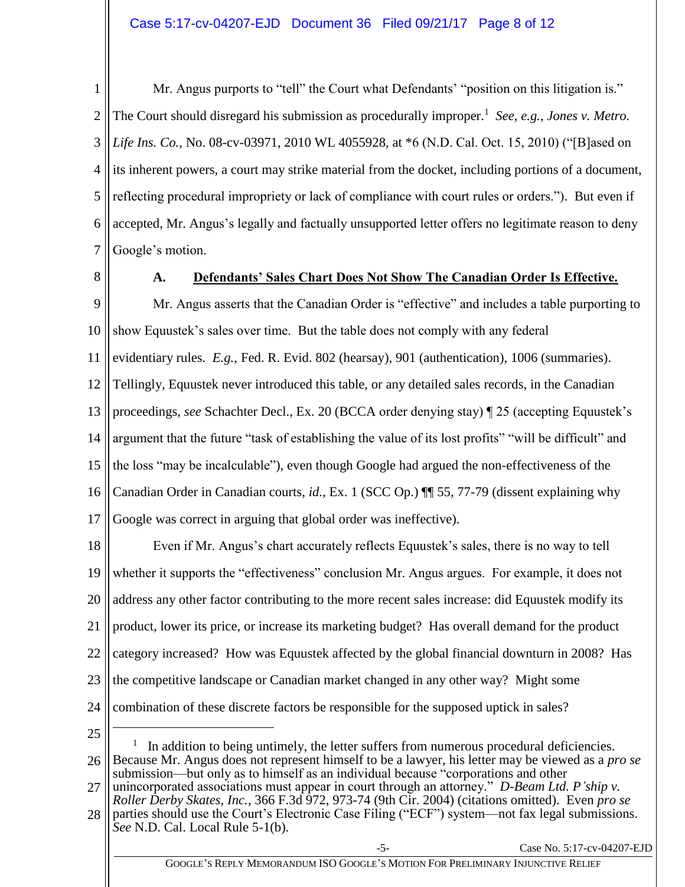Mr. Angus purports to "tell" the Court what Defendants' "position on this litigation is." The Court should disregard his submission as procedurally improper.[1] *See, e.g.*, *Jones v. Metro. Life Ins. Co.*, No. 08-cv-03971, 2010 WL 4055928, at *6 (N.D. Cal. Oct. 15, 2010) ("[B]ased on its inherent powers, a court may strike material from the docket, including portions of a document, reflecting procedural impropriety or lack of compliance with court rules or orders."). But even if accepted, Mr. Angus's legally and factually unsupported letter offers no legitimate reason to deny Google's motion.

### A. Defendants' Sales Chart Does Not Show The Canadian Order Is Effective.

Mr. Angus asserts that the Canadian Order is "effective" and includes a table purporting to show Equustek's sales over time. But the table does not comply with any federal evidentiary rules. *E.g.*, Fed. R. Evid. 802 (hearsay), 901 (authentication), 1006 (summaries). Tellingly, Equustek never introduced this table, or any detailed sales records, in the Canadian proceedings, *see* Schachter Decl., Ex. 20 (BCCA order denying stay) ¶ 25 (accepting Equustek's argument that the future "task of establishing the value of its lost profits" "will be difficult" and the loss "may be incalculable"), even though Google had argued the non-effectiveness of the Canadian Order in Canadian courts, *id.*, Ex. 1 (SCC Op.) ¶¶ 55, 77-79 (dissent explaining why Google was correct in arguing that global order was ineffective).

Even if Mr. Angus's chart accurately reflects Equustek's sales, there is no way to tell whether it supports the "effectiveness" conclusion Mr. Angus argues. For example, it does not address any other factor contributing to the more recent sales increase: did Equustek modify its product, lower its price, or increase its marketing budget? Has overall demand for the product category increased? How was Equustek affected by the global financial downturn in 2008? Has the competitive landscape or Canadian market changed in any other way? Might some combination of these discrete factors be responsible for the supposed uptick in sales?

---

[1] In addition to being untimely, the letter suffers from numerous procedural deficiencies. Because Mr. Angus does not represent himself to be a lawyer, his letter may be viewed as a *pro se* submission—but only as to himself as an individual because "corporations and other unincorporated associations must appear in court through an attorney." *D-Beam Ltd. P'ship v. Roller Derby Skates, Inc.*, 366 F.3d 972, 973-74 (9th Cir. 2004) (citations omitted). Even *pro se* parties should use the Court's Electronic Case Filing ("ECF") system—not fax legal submissions. *See* N.D. Cal. Local Rule 5-1(b).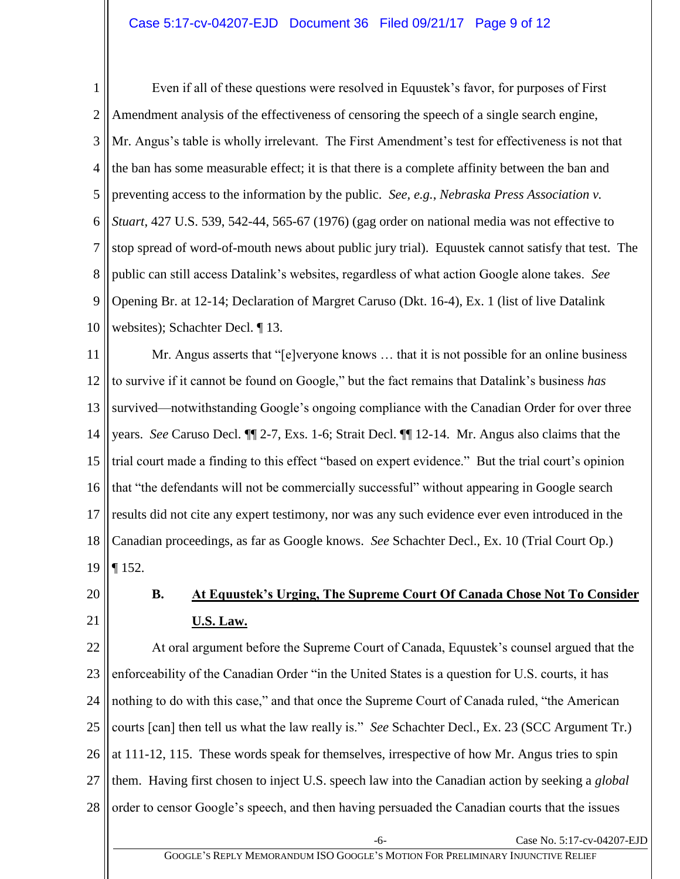Even if all of these questions were resolved in Equustek's favor, for purposes of First Amendment analysis of the effectiveness of censoring the speech of a single search engine, Mr. Angus's table is wholly irrelevant. The First Amendment's test for effectiveness is not that the ban has some measurable effect; it is that there is a complete affinity between the ban and preventing access to the information by the public. *See, e.g.*, *Nebraska Press Association v. Stuart*, 427 U.S. 539, 542-44, 565-67 (1976) (gag order on national media was not effective to stop spread of word-of-mouth news about public jury trial). Equustek cannot satisfy that test. The public can still access Datalink's websites, regardless of what action Google alone takes. *See* Opening Br. at 12-14; Declaration of Margret Caruso (Dkt. 16-4), Ex. 1 (list of live Datalink websites); Schachter Decl. ¶ 13.

Mr. Angus asserts that "[e]veryone knows … that it is not possible for an online business to survive if it cannot be found on Google," but the fact remains that Datalink's business *has* survived—notwithstanding Google's ongoing compliance with the Canadian Order for over three years. *See* Caruso Decl. ¶¶ 2-7, Exs. 1-6; Strait Decl. ¶¶ 12-14. Mr. Angus also claims that the trial court made a finding to this effect "based on expert evidence." But the trial court's opinion that "the defendants will not be commercially successful" without appearing in Google search results did not cite any expert testimony, nor was any such evidence ever even introduced in the Canadian proceedings, as far as Google knows. *See* Schachter Decl., Ex. 10 (Trial Court Op.) ¶ 152.

### B. At Equustek's Urging, The Supreme Court Of Canada Chose Not To Consider U.S. Law.

At oral argument before the Supreme Court of Canada, Equustek's counsel argued that the enforceability of the Canadian Order "in the United States is a question for U.S. courts, it has nothing to do with this case," and that once the Supreme Court of Canada ruled, "the American courts [can] then tell us what the law really is." *See* Schachter Decl., Ex. 23 (SCC Argument Tr.) at 111-12, 115. These words speak for themselves, irrespective of how Mr. Angus tries to spin them. Having first chosen to inject U.S. speech law into the Canadian action by seeking a *global* order to censor Google's speech, and then having persuaded the Canadian courts that the issues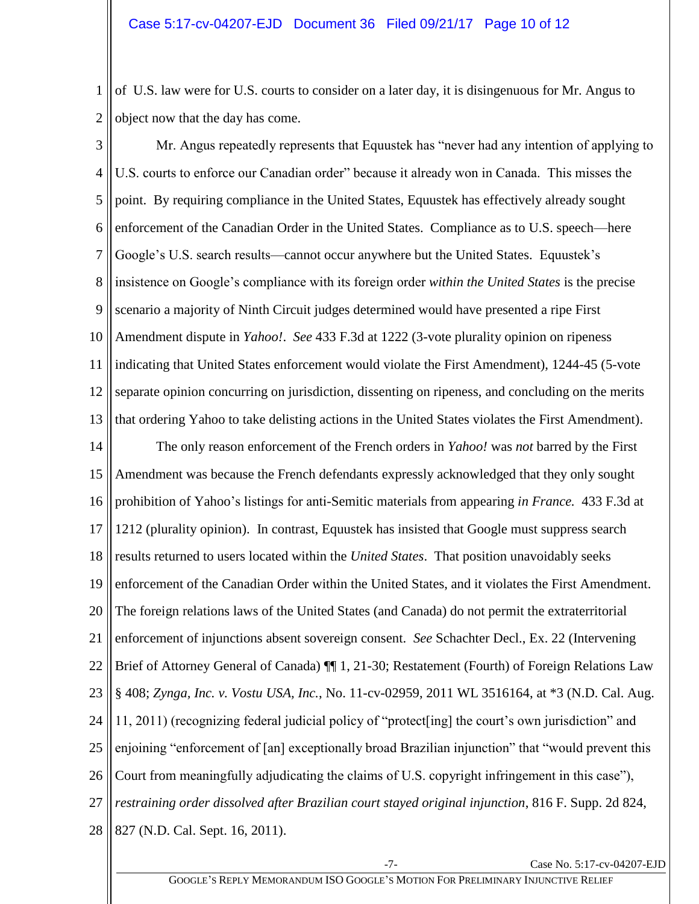of U.S. law were for U.S. courts to consider on a later day, it is disingenuous for Mr. Angus to object now that the day has come.

Mr. Angus repeatedly represents that Equustek has "never had any intention of applying to U.S. courts to enforce our Canadian order" because it already won in Canada. This misses the point. By requiring compliance in the United States, Equustek has effectively already sought enforcement of the Canadian Order in the United States. Compliance as to U.S. speech—here Google's U.S. search results—cannot occur anywhere but the United States. Equustek's insistence on Google's compliance with its foreign order *within the United States* is the precise scenario a majority of Ninth Circuit judges determined would have presented a ripe First Amendment dispute in *Yahoo!*. *See* 433 F.3d at 1222 (3-vote plurality opinion on ripeness indicating that United States enforcement would violate the First Amendment), 1244-45 (5-vote separate opinion concurring on jurisdiction, dissenting on ripeness, and concluding on the merits that ordering Yahoo to take delisting actions in the United States violates the First Amendment).

The only reason enforcement of the French orders in *Yahoo!* was *not* barred by the First Amendment was because the French defendants expressly acknowledged that they only sought prohibition of Yahoo's listings for anti-Semitic materials from appearing *in France.* 433 F.3d at 1212 (plurality opinion). In contrast, Equustek has insisted that Google must suppress search results returned to users located within the *United States*. That position unavoidably seeks enforcement of the Canadian Order within the United States, and it violates the First Amendment. The foreign relations laws of the United States (and Canada) do not permit the extraterritorial enforcement of injunctions absent sovereign consent. *See* Schachter Decl., Ex. 22 (Intervening Brief of Attorney General of Canada) ¶¶ 1, 21-30; Restatement (Fourth) of Foreign Relations Law § 408; *Zynga, Inc. v. Vostu USA, Inc.*, No. 11-cv-02959, 2011 WL 3516164, at *3 (N.D. Cal. Aug. 11, 2011) (recognizing federal judicial policy of "protect[ing] the court's own jurisdiction" and enjoining "enforcement of [an] exceptionally broad Brazilian injunction" that "would prevent this Court from meaningfully adjudicating the claims of U.S. copyright infringement in this case"), *restraining order dissolved after Brazilian court stayed original injunction*, 816 F. Supp. 2d 824, 827 (N.D. Cal. Sept. 16, 2011).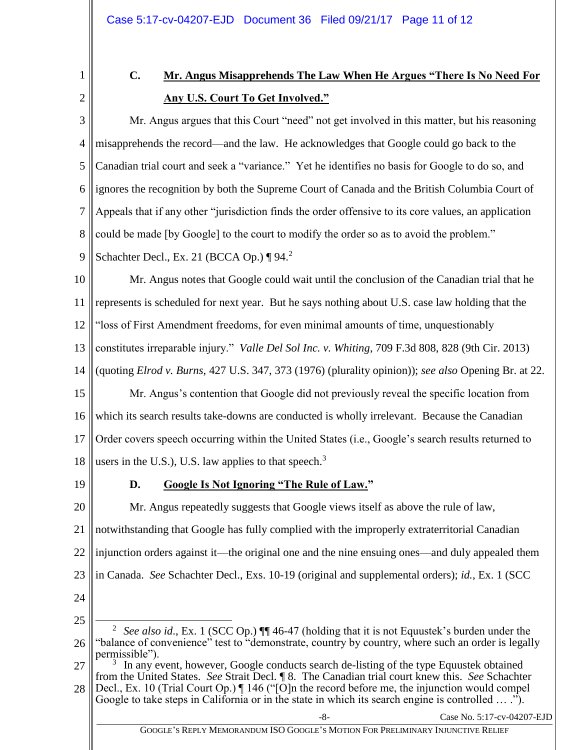### C. Mr. Angus Misapprehends The Law When He Argues "There Is No Need For Any U.S. Court To Get Involved."

Mr. Angus argues that this Court "need" not get involved in this matter, but his reasoning misapprehends the record—and the law. He acknowledges that Google could go back to the Canadian trial court and seek a "variance." Yet he identifies no basis for Google to do so, and ignores the recognition by both the Supreme Court of Canada and the British Columbia Court of Appeals that if any other "jurisdiction finds the order offensive to its core values, an application could be made [by Google] to the court to modify the order so as to avoid the problem." Schachter Decl., Ex. 21 (BCCA Op.) ¶ 94.[2]

Mr. Angus notes that Google could wait until the conclusion of the Canadian trial that he represents is scheduled for next year. But he says nothing about U.S. case law holding that the "loss of First Amendment freedoms, for even minimal amounts of time, unquestionably constitutes irreparable injury." *Valle Del Sol Inc. v. Whiting*, 709 F.3d 808, 828 (9th Cir. 2013) (quoting *Elrod v. Burns*, 427 U.S. 347, 373 (1976) (plurality opinion)); *see also* Opening Br. at 22.

Mr. Angus's contention that Google did not previously reveal the specific location from which its search results take-downs are conducted is wholly irrelevant. Because the Canadian Order covers speech occurring within the United States (i.e., Google's search results returned to users in the U.S.), U.S. law applies to that speech.[3]

### D. Google Is Not Ignoring "The Rule of Law."

Mr. Angus repeatedly suggests that Google views itself as above the rule of law, notwithstanding that Google has fully complied with the improperly extraterritorial Canadian injunction orders against it—the original one and the nine ensuing ones—and duly appealed them in Canada. *See* Schachter Decl., Exs. 10-19 (original and supplemental orders); *id.*, Ex. 1 (SCC

---

[2] *See also id.*, Ex. 1 (SCC Op.) ¶¶ 46-47 (holding that it is not Equustek's burden under the "balance of convenience" test to "demonstrate, country by country, where such an order is legally permissible").

[3] In any event, however, Google conducts search de-listing of the type Equustek obtained from the United States. *See* Strait Decl. ¶ 8. The Canadian trial court knew this. *See* Schachter Decl., Ex. 10 (Trial Court Op.) ¶ 146 ("[O]n the record before me, the injunction would compel Google to take steps in California or in the state in which its search engine is controlled … .").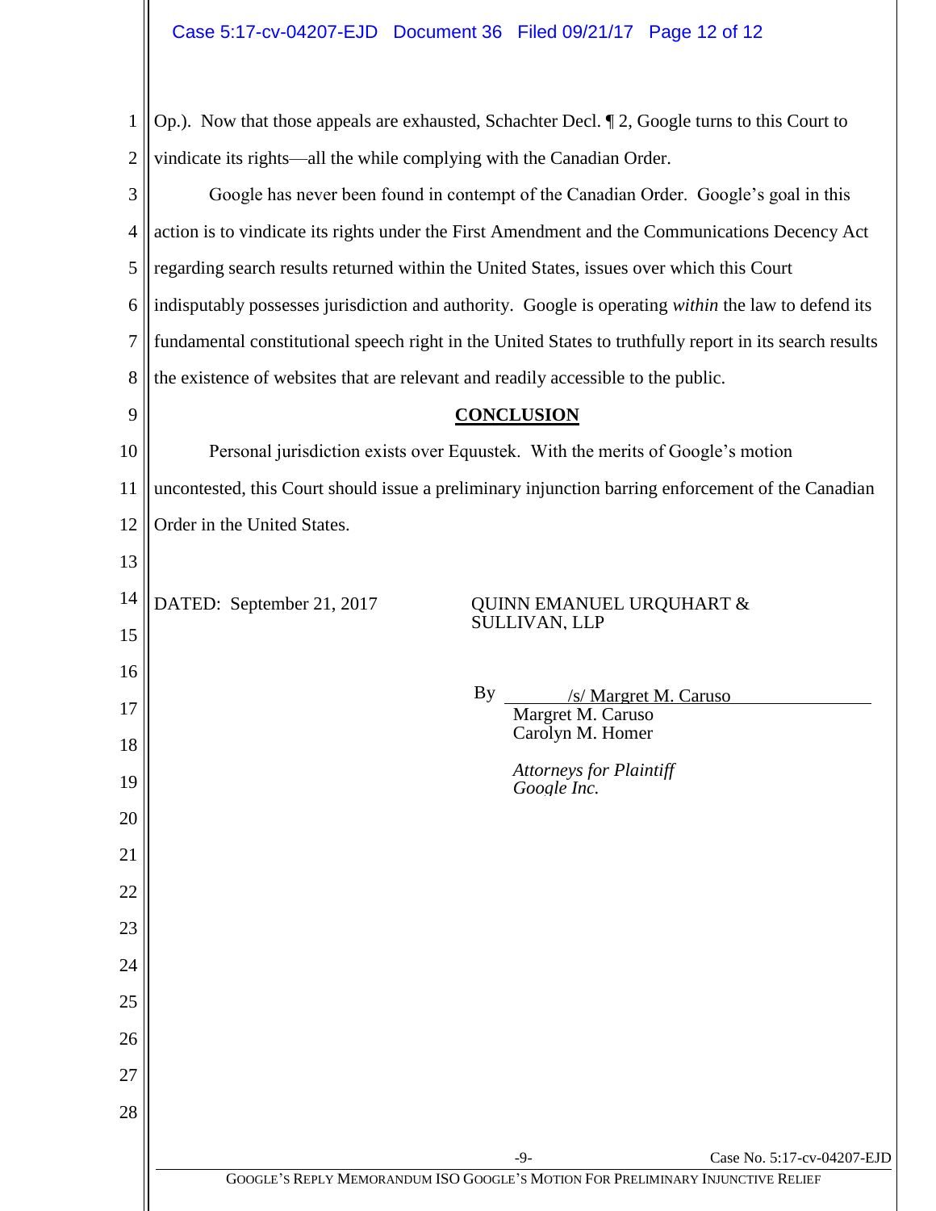Op.). Now that those appeals are exhausted, Schachter Decl. ¶ 2, Google turns to this Court to vindicate its rights—all the while complying with the Canadian Order.

Google has never been found in contempt of the Canadian Order. Google's goal in this action is to vindicate its rights under the First Amendment and the Communications Decency Act regarding search results returned within the United States, issues over which this Court indisputably possesses jurisdiction and authority. Google is operating *within* the law to defend its fundamental constitutional speech right in the United States to truthfully report in its search results the existence of websites that are relevant and readily accessible to the public.

## CONCLUSION

Personal jurisdiction exists over Equustek. With the merits of Google's motion uncontested, this Court should issue a preliminary injunction barring enforcement of the Canadian Order in the United States.

DATED: September 21, 2017

QUINN EMANUEL URQUHART & SULLIVAN, LLP

By /s/ Margret M. Caruso
Margret M. Caruso
Carolyn M. Homer

*Attorneys for Plaintiff Google Inc.*